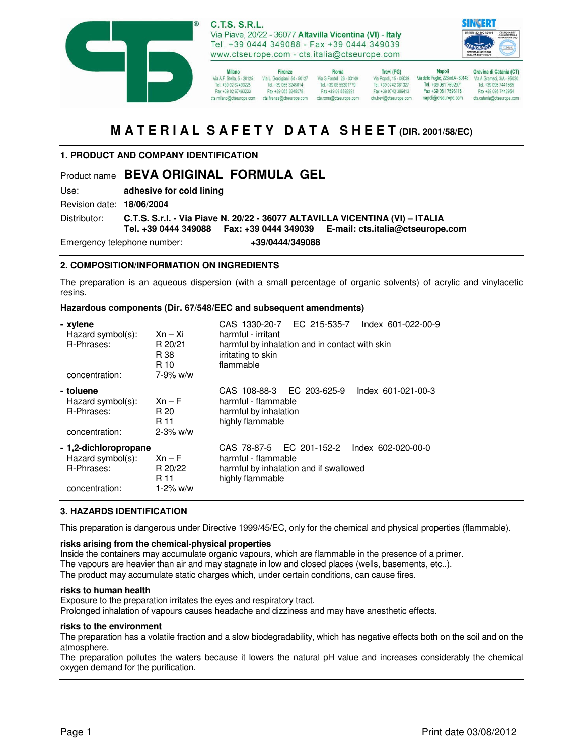C.T.S. S.R.L.
Via Piave, 20/22 - 36077 **Altavilla Vicentina (VI) - Italy**
Tel. +39 0444 349088 - Fax +39 0444 349039
www.ctseurope.com - cts.italia@ctseurope.com

| Milano | Firenze | Roma | Trevi (PG) | Napoli | Gravina di Catania (CT) |
|---|---|---|---|---|---|
| Via A.F. Stella, 5 - 20125 | Via L. Gordigiani, 54 - 50127 | Via G.Fantoli, 26 - 00149 | Via Popoli, 15 - 06039 | Via delle Puglie, 228 int.4 - 80143 | Via A.Gramsci, 3/A - 95030 |
| Tel. +39 02 67493225 | Tel. +39 055 3245014 | Tel. +39 06 55301779 | Tel. +39 0742 381027 | Tel. +39 081 7592971 | Tel. +39 095 7441565 |
| Fax +39 02 67493233 | Fax +39 055 3245078 | Fax +39 06 5592681 | Fax +39 0742 386413 | Fax +39 081 7593118 | Fax +39 095 7442954 |
| cts.milano@ctseurope.com | cts.firenze@ctseurope.com | cts.roma@ctseurope.com | cts.trevi@ctseurope.com | napoli@ctseurope.com | cts.catania@ctseurope.com |

# MATERIAL SAFETY DATA SHEET (DIR. 2001/58/EC)

## 1. PRODUCT AND COMPANY IDENTIFICATION

Product name **BEVA ORIGINAL FORMULA GEL**

Use: **adhesive for cold lining**

Revision date: **18/06/2004**

Distributor: **C.T.S. S.r.l. - Via Piave N. 20/22 - 36077 ALTAVILLA VICENTINA (VI) – ITALIA**
**Tel. +39 0444 349088 Fax: +39 0444 349039 E-mail: cts.italia@ctseurope.com**

Emergency telephone number: **+39/0444/349088**

## 2. COMPOSITION/INFORMATION ON INGREDIENTS

The preparation is an aqueous dispersion (with a small percentage of organic solvents) of acrylic and vinylacetic resins.

**Hazardous components (Dir. 67/548/EEC and subsequent amendments)**

**- xylene** — CAS 1330-20-7 EC 215-535-7 Index 601-022-00-9
- Hazard symbol(s): Xn – Xi — harmful - irritant
- R-Phrases:
  - R 20/21 — harmful by inhalation and in contact with skin
  - R 38 — irritating to skin
  - R 10 — flammable
- concentration: 7-9% w/w

**- toluene** — CAS 108-88-3 EC 203-625-9 Index 601-021-00-3
- Hazard symbol(s): Xn – F — harmful - flammable
- R-Phrases:
  - R 20 — harmful by inhalation
  - R 11 — highly flammable
- concentration: 2-3% w/w

**- 1,2-dichloropropane** — CAS 78-87-5 EC 201-152-2 Index 602-020-00-0
- Hazard symbol(s): Xn – F — harmful - flammable
- R-Phrases:
  - R 20/22 — harmful by inhalation and if swallowed
  - R 11 — highly flammable
- concentration: 1-2% w/w

## 3. HAZARDS IDENTIFICATION

This preparation is dangerous under Directive 1999/45/EC, only for the chemical and physical properties (flammable).

**risks arising from the chemical-physical properties**
Inside the containers may accumulate organic vapours, which are flammable in the presence of a primer.
The vapours are heavier than air and may stagnate in low and closed places (wells, basements, etc..).
The product may accumulate static charges which, under certain conditions, can cause fires.

**risks to human health**
Exposure to the preparation irritates the eyes and respiratory tract.
Prolonged inhalation of vapours causes headache and dizziness and may have anesthetic effects.

**risks to the environment**
The preparation has a volatile fraction and a slow biodegradability, which has negative effects both on the soil and on the atmosphere.
The preparation pollutes the waters because it lowers the natural pH value and increases considerably the chemical oxygen demand for the purification.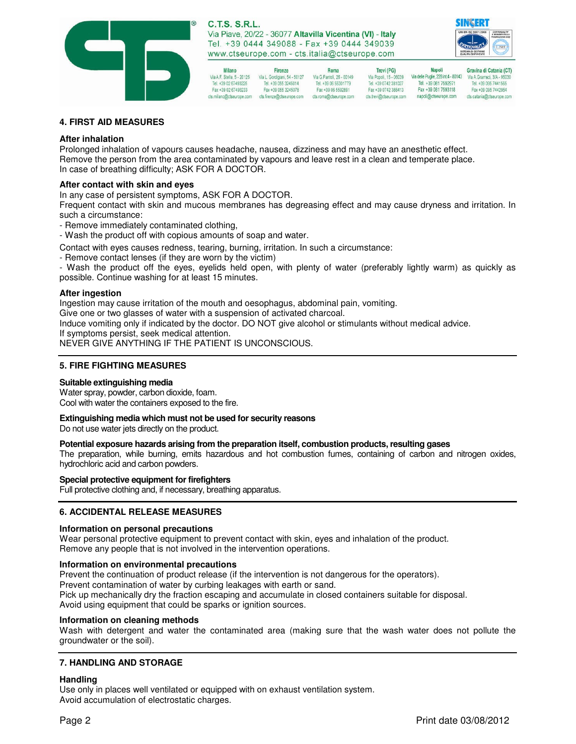## 4. FIRST AID MEASURES

**After inhalation**

Prolonged inhalation of vapours causes headache, nausea, dizziness and may have an anesthetic effect.
Remove the person from the area contaminated by vapours and leave rest in a clean and temperate place.
In case of breathing difficulty; ASK FOR A DOCTOR.

**After contact with skin and eyes**

In any case of persistent symptoms, ASK FOR A DOCTOR.
Frequent contact with skin and mucous membranes has degreasing effect and may cause dryness and irritation. In such a circumstance:

- Remove immediately contaminated clothing,
- Wash the product off with copious amounts of soap and water.

Contact with eyes causes redness, tearing, burning, irritation. In such a circumstance:

- Remove contact lenses (if they are worn by the victim)
- Wash the product off the eyes, eyelids held open, with plenty of water (preferably lightly warm) as quickly as possible. Continue washing for at least 15 minutes.

**After ingestion**

Ingestion may cause irritation of the mouth and oesophagus, abdominal pain, vomiting.
Give one or two glasses of water with a suspension of activated charcoal.
Induce vomiting only if indicated by the doctor. DO NOT give alcohol or stimulants without medical advice.
If symptoms persist, seek medical attention.
NEVER GIVE ANYTHING IF THE PATIENT IS UNCONSCIOUS.

## 5. FIRE FIGHTING MEASURES

**Suitable extinguishing media**

Water spray, powder, carbon dioxide, foam.
Cool with water the containers exposed to the fire.

**Extinguishing media which must not be used for security reasons**

Do not use water jets directly on the product.

**Potential exposure hazards arising from the preparation itself, combustion products, resulting gases**

The preparation, while burning, emits hazardous and hot combustion fumes, containing of carbon and nitrogen oxides, hydrochloric acid and carbon powders.

**Special protective equipment for firefighters**

Full protective clothing and, if necessary, breathing apparatus.

## 6. ACCIDENTAL RELEASE MEASURES

**Information on personal precautions**

Wear personal protective equipment to prevent contact with skin, eyes and inhalation of the product.
Remove any people that is not involved in the intervention operations.

**Information on environmental precautions**

Prevent the continuation of product release (if the intervention is not dangerous for the operators).
Prevent contamination of water by curbing leakages with earth or sand.
Pick up mechanically dry the fraction escaping and accumulate in closed containers suitable for disposal.
Avoid using equipment that could be sparks or ignition sources.

**Information on cleaning methods**

Wash with detergent and water the contaminated area (making sure that the wash water does not pollute the groundwater or the soil).

## 7. HANDLING AND STORAGE

**Handling**

Use only in places well ventilated or equipped with on exhaust ventilation system.
Avoid accumulation of electrostatic charges.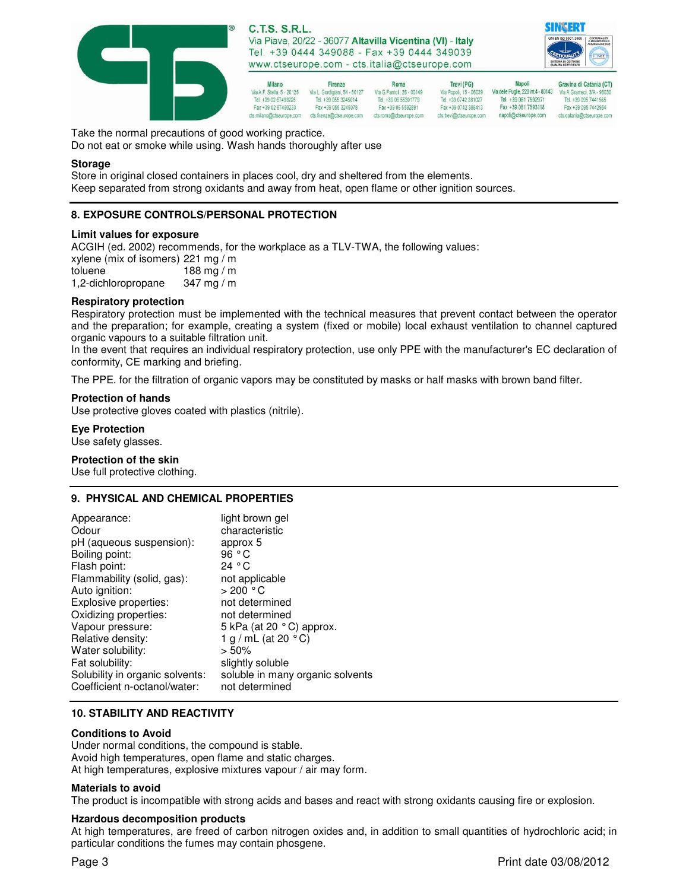Take the normal precautions of good working practice.
Do not eat or smoke while using. Wash hands thoroughly after use

### Storage

Store in original closed containers in places cool, dry and sheltered from the elements.
Keep separated from strong oxidants and away from heat, open flame or other ignition sources.

## 8. EXPOSURE CONTROLS/PERSONAL PROTECTION

### Limit values for exposure

ACGIH (ed. 2002) recommends, for the workplace as a TLV-TWA, the following values:

| | |
|---|---|
| xylene (mix of isomers) | 221 mg / m |
| toluene | 188 mg / m |
| 1,2-dichloropropane | 347 mg / m |

### Respiratory protection

Respiratory protection must be implemented with the technical measures that prevent contact between the operator and the preparation; for example, creating a system (fixed or mobile) local exhaust ventilation to channel captured organic vapours to a suitable filtration unit.
In the event that requires an individual respiratory protection, use only PPE with the manufacturer's EC declaration of conformity, CE marking and briefing.

The PPE. for the filtration of organic vapors may be constituted by masks or half masks with brown band filter.

### Protection of hands

Use protective gloves coated with plastics (nitrile).

### Eye Protection

Use safety glasses.

### Protection of the skin

Use full protective clothing.

## 9. PHYSICAL AND CHEMICAL PROPERTIES

| | |
|---|---|
| Appearance: | light brown gel |
| Odour | characteristic |
| pH (aqueous suspension): | approx 5 |
| Boiling point: | 96 °C |
| Flash point: | 24 °C |
| Flammability (solid, gas): | not applicable |
| Auto ignition: | > 200 °C |
| Explosive properties: | not determined |
| Oxidizing properties: | not determined |
| Vapour pressure: | 5 kPa (at 20 °C) approx. |
| Relative density: | 1 g / mL (at 20 °C) |
| Water solubility: | > 50% |
| Fat solubility: | slightly soluble |
| Solubility in organic solvents: | soluble in many organic solvents |
| Coefficient n-octanol/water: | not determined |

## 10. STABILITY AND REACTIVITY

### Conditions to Avoid

Under normal conditions, the compound is stable.
Avoid high temperatures, open flame and static charges.
At high temperatures, explosive mixtures vapour / air may form.

### Materials to avoid

The product is incompatible with strong acids and bases and react with strong oxidants causing fire or explosion.

### Hzardous decomposition products

At high temperatures, are freed of carbon nitrogen oxides and, in addition to small quantities of hydrochloric acid; in particular conditions the fumes may contain phosgene.

Print date 03/08/2012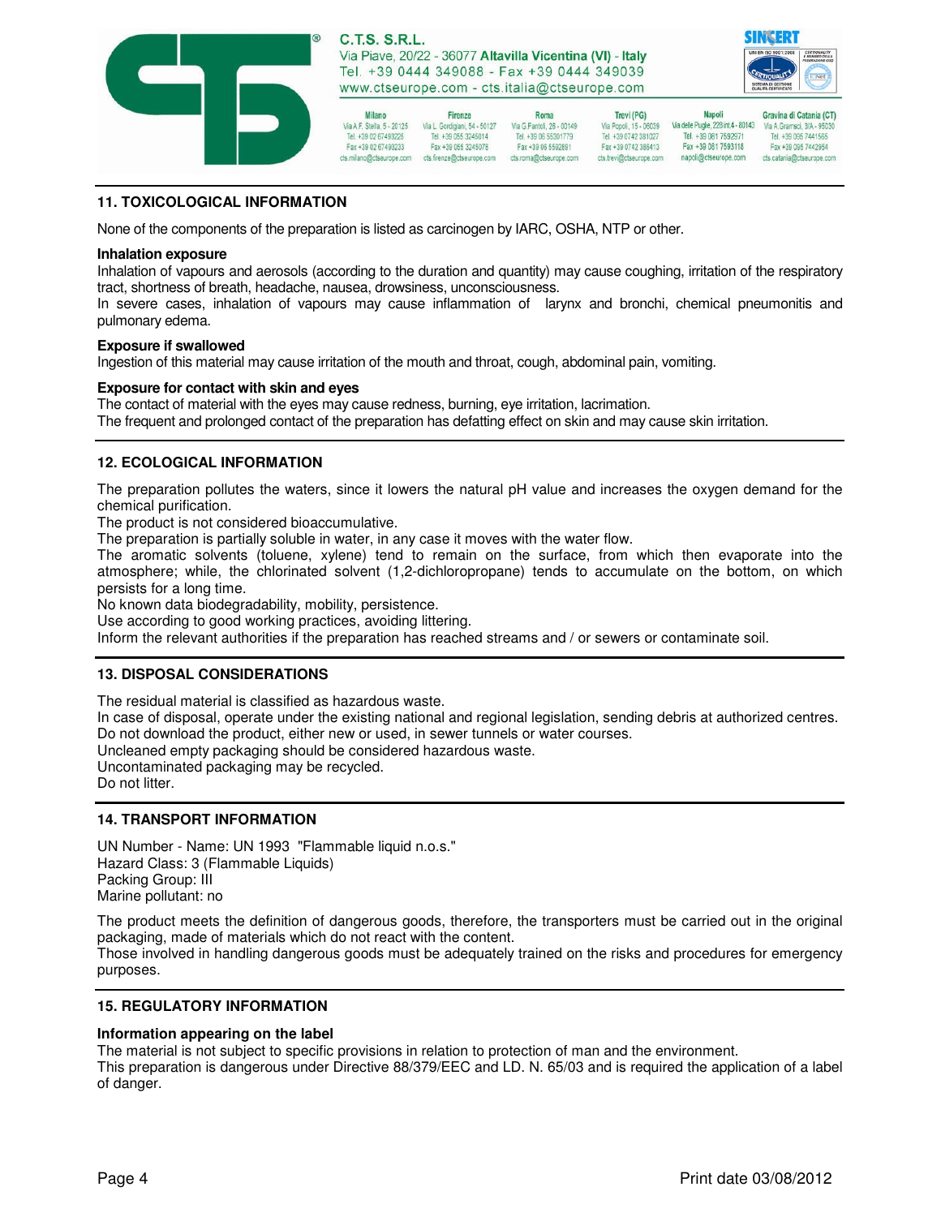## 11. TOXICOLOGICAL INFORMATION

None of the components of the preparation is listed as carcinogen by IARC, OSHA, NTP or other.

**Inhalation exposure**

Inhalation of vapours and aerosols (according to the duration and quantity) may cause coughing, irritation of the respiratory tract, shortness of breath, headache, nausea, drowsiness, unconsciousness.

In severe cases, inhalation of vapours may cause inflammation of larynx and bronchi, chemical pneumonitis and pulmonary edema.

**Exposure if swallowed**

Ingestion of this material may cause irritation of the mouth and throat, cough, abdominal pain, vomiting.

**Exposure for contact with skin and eyes**

The contact of material with the eyes may cause redness, burning, eye irritation, lacrimation.

The frequent and prolonged contact of the preparation has defatting effect on skin and may cause skin irritation.

## 12. ECOLOGICAL INFORMATION

The preparation pollutes the waters, since it lowers the natural pH value and increases the oxygen demand for the chemical purification.

The product is not considered bioaccumulative.

The preparation is partially soluble in water, in any case it moves with the water flow.

The aromatic solvents (toluene, xylene) tend to remain on the surface, from which then evaporate into the atmosphere; while, the chlorinated solvent (1,2-dichloropropane) tends to accumulate on the bottom, on which persists for a long time.

No known data biodegradability, mobility, persistence.

Use according to good working practices, avoiding littering.

Inform the relevant authorities if the preparation has reached streams and / or sewers or contaminate soil.

## 13. DISPOSAL CONSIDERATIONS

The residual material is classified as hazardous waste.

In case of disposal, operate under the existing national and regional legislation, sending debris at authorized centres.

Do not download the product, either new or used, in sewer tunnels or water courses.

Uncleaned empty packaging should be considered hazardous waste.

Uncontaminated packaging may be recycled.

Do not litter.

## 14. TRANSPORT INFORMATION

UN Number - Name: UN 1993 "Flammable liquid n.o.s."
Hazard Class: 3 (Flammable Liquids)
Packing Group: III
Marine pollutant: no

The product meets the definition of dangerous goods, therefore, the transporters must be carried out in the original packaging, made of materials which do not react with the content.

Those involved in handling dangerous goods must be adequately trained on the risks and procedures for emergency purposes.

## 15. REGULATORY INFORMATION

**Information appearing on the label**

The material is not subject to specific provisions in relation to protection of man and the environment.

This preparation is dangerous under Directive 88/379/EEC and LD. N. 65/03 and is required the application of a label of danger.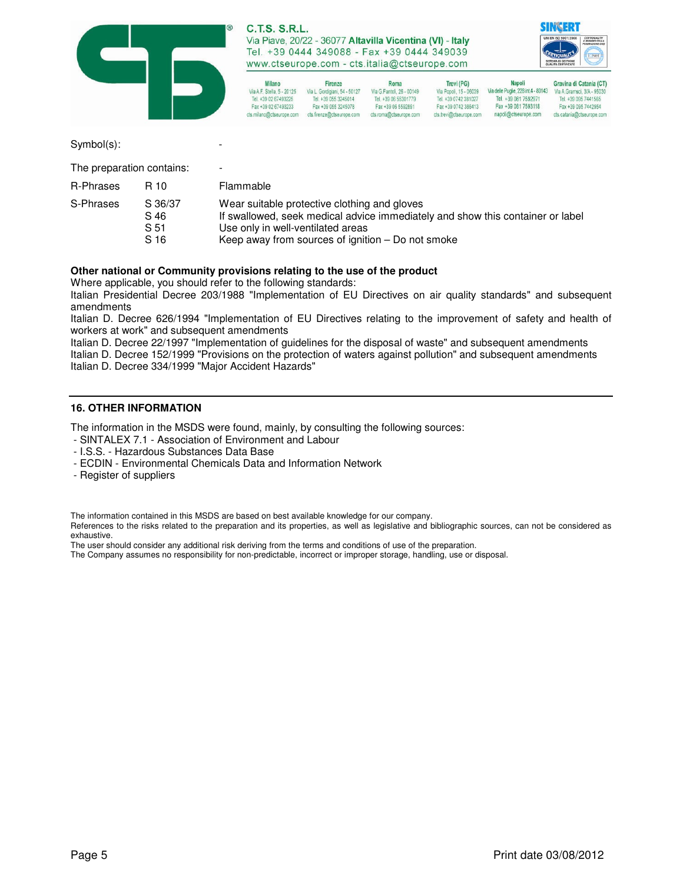Symbol(s): -

The preparation contains: -

| | | |
|---|---|---|
| R-Phrases | R 10 | Flammable |
| S-Phrases | S 36/37 | Wear suitable protective clothing and gloves |
| | S 46 | If swallowed, seek medical advice immediately and show this container or label |
| | S 51 | Use only in well-ventilated areas |
| | S 16 | Keep away from sources of ignition – Do not smoke |

**Other national or Community provisions relating to the use of the product**

Where applicable, you should refer to the following standards:

Italian Presidential Decree 203/1988 "Implementation of EU Directives on air quality standards" and subsequent amendments

Italian D. Decree 626/1994 "Implementation of EU Directives relating to the improvement of safety and health of workers at work" and subsequent amendments

Italian D. Decree 22/1997 "Implementation of guidelines for the disposal of waste" and subsequent amendments

Italian D. Decree 152/1999 "Provisions on the protection of waters against pollution" and subsequent amendments

Italian D. Decree 334/1999 "Major Accident Hazards"

## 16. OTHER INFORMATION

The information in the MSDS were found, mainly, by consulting the following sources:

- SINTALEX 7.1 - Association of Environment and Labour
- I.S.S. - Hazardous Substances Data Base
- ECDIN - Environmental Chemicals Data and Information Network
- Register of suppliers

The information contained in this MSDS are based on best available knowledge for our company.

References to the risks related to the preparation and its properties, as well as legislative and bibliographic sources, can not be considered as exhaustive.

The user should consider any additional risk deriving from the terms and conditions of use of the preparation.

The Company assumes no responsibility for non-predictable, incorrect or improper storage, handling, use or disposal.